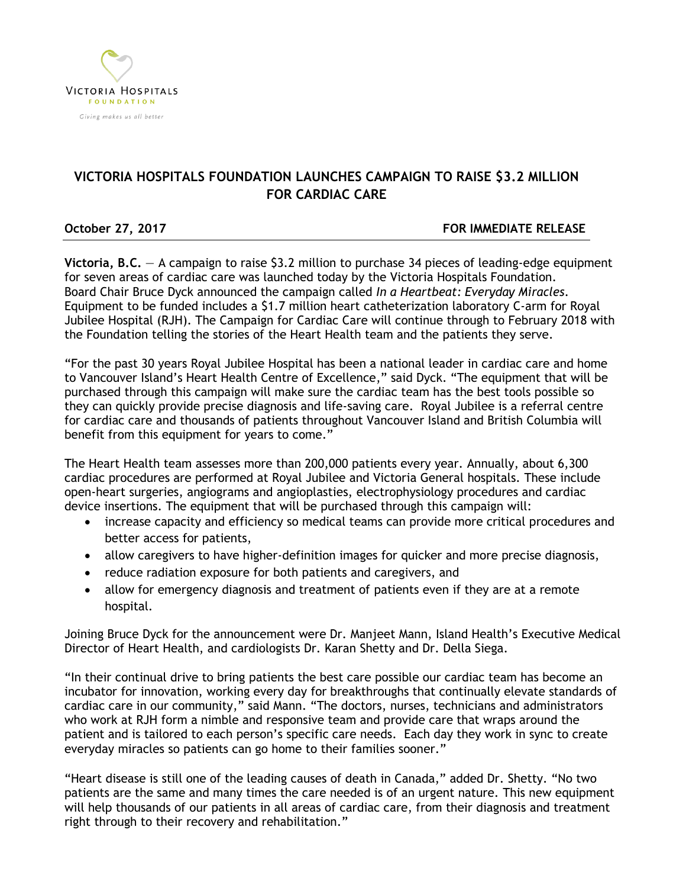Victoria Hospitals Foundation

*Giving makes us all better*

# VICTORIA HOSPITALS FOUNDATION LAUNCHES CAMPAIGN TO RAISE $3.2 MILLION FOR CARDIAC CARE

**October 27, 2017** **FOR IMMEDIATE RELEASE**

**Victoria, B.C.** — A campaign to raise $3.2 million to purchase 34 pieces of leading-edge equipment for seven areas of cardiac care was launched today by the Victoria Hospitals Foundation. Board Chair Bruce Dyck announced the campaign called *In a Heartbeat: Everyday Miracles*. Equipment to be funded includes a $1.7 million heart catheterization laboratory C-arm for Royal Jubilee Hospital (RJH). The Campaign for Cardiac Care will continue through to February 2018 with the Foundation telling the stories of the Heart Health team and the patients they serve.

"For the past 30 years Royal Jubilee Hospital has been a national leader in cardiac care and home to Vancouver Island's Heart Health Centre of Excellence," said Dyck. "The equipment that will be purchased through this campaign will make sure the cardiac team has the best tools possible so they can quickly provide precise diagnosis and life-saving care. Royal Jubilee is a referral centre for cardiac care and thousands of patients throughout Vancouver Island and British Columbia will benefit from this equipment for years to come."

The Heart Health team assesses more than 200,000 patients every year. Annually, about 6,300 cardiac procedures are performed at Royal Jubilee and Victoria General hospitals. These include open-heart surgeries, angiograms and angioplasties, electrophysiology procedures and cardiac device insertions. The equipment that will be purchased through this campaign will:

- increase capacity and efficiency so medical teams can provide more critical procedures and better access for patients,
- allow caregivers to have higher-definition images for quicker and more precise diagnosis,
- reduce radiation exposure for both patients and caregivers, and
- allow for emergency diagnosis and treatment of patients even if they are at a remote hospital.

Joining Bruce Dyck for the announcement were Dr. Manjeet Mann, Island Health's Executive Medical Director of Heart Health, and cardiologists Dr. Karan Shetty and Dr. Della Siega.

"In their continual drive to bring patients the best care possible our cardiac team has become an incubator for innovation, working every day for breakthroughs that continually elevate standards of cardiac care in our community," said Mann. "The doctors, nurses, technicians and administrators who work at RJH form a nimble and responsive team and provide care that wraps around the patient and is tailored to each person's specific care needs. Each day they work in sync to create everyday miracles so patients can go home to their families sooner."

"Heart disease is still one of the leading causes of death in Canada," added Dr. Shetty. "No two patients are the same and many times the care needed is of an urgent nature. This new equipment will help thousands of our patients in all areas of cardiac care, from their diagnosis and treatment right through to their recovery and rehabilitation."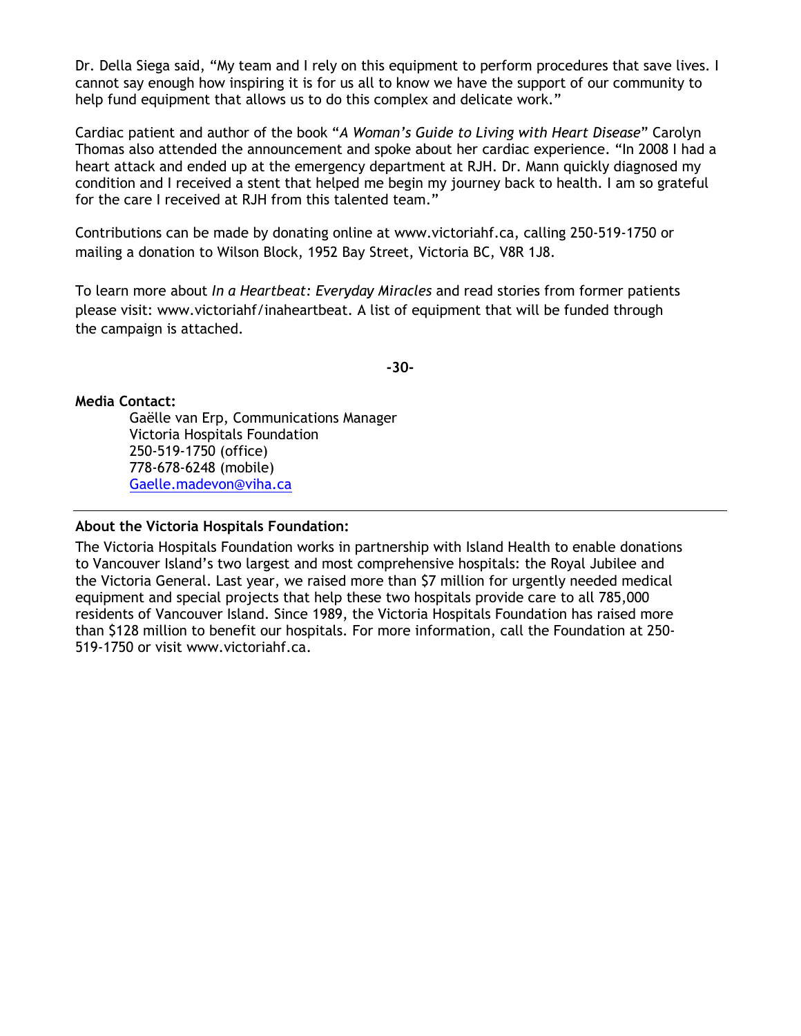Dr. Della Siega said, "My team and I rely on this equipment to perform procedures that save lives. I cannot say enough how inspiring it is for us all to know we have the support of our community to help fund equipment that allows us to do this complex and delicate work."

Cardiac patient and author of the book "*A Woman's Guide to Living with Heart Disease*" Carolyn Thomas also attended the announcement and spoke about her cardiac experience. "In 2008 I had a heart attack and ended up at the emergency department at RJH. Dr. Mann quickly diagnosed my condition and I received a stent that helped me begin my journey back to health. I am so grateful for the care I received at RJH from this talented team."

Contributions can be made by donating online at www.victoriahf.ca, calling 250-519-1750 or mailing a donation to Wilson Block, 1952 Bay Street, Victoria BC, V8R 1J8.

To learn more about *In a Heartbeat: Everyday Miracles* and read stories from former patients please visit: www.victoriahf/inaheartbeat. A list of equipment that will be funded through the campaign is attached.

**-30-**

**Media Contact:**

Gaëlle van Erp, Communications Manager
Victoria Hospitals Foundation
250-519-1750 (office)
778-678-6248 (mobile)
Gaelle.madevon@viha.ca

---

**About the Victoria Hospitals Foundation:**

The Victoria Hospitals Foundation works in partnership with Island Health to enable donations to Vancouver Island's two largest and most comprehensive hospitals: the Royal Jubilee and the Victoria General. Last year, we raised more than $7 million for urgently needed medical equipment and special projects that help these two hospitals provide care to all 785,000 residents of Vancouver Island. Since 1989, the Victoria Hospitals Foundation has raised more than $128 million to benefit our hospitals. For more information, call the Foundation at 250-519-1750 or visit www.victoriahf.ca.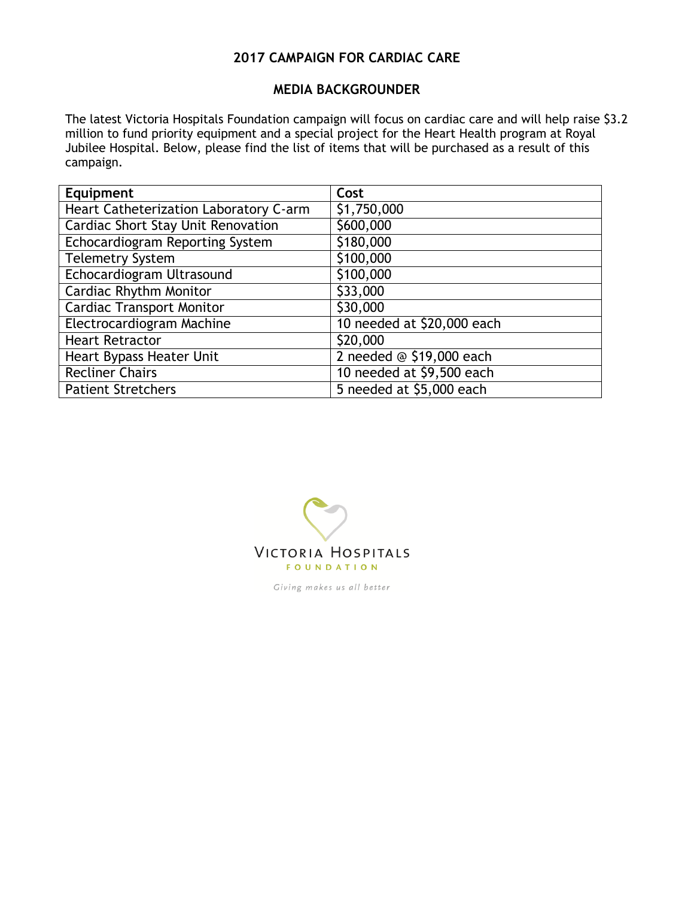# 2017 CAMPAIGN FOR CARDIAC CARE

## MEDIA BACKGROUNDER

The latest Victoria Hospitals Foundation campaign will focus on cardiac care and will help raise $3.2 million to fund priority equipment and a special project for the Heart Health program at Royal Jubilee Hospital. Below, please find the list of items that will be purchased as a result of this campaign.

| Equipment | Cost |
|---|---|
| Heart Catheterization Laboratory C-arm | $1,750,000 |
| Cardiac Short Stay Unit Renovation | $600,000 |
| Echocardiogram Reporting System | $180,000 |
| Telemetry System | $100,000 |
| Echocardiogram Ultrasound | $100,000 |
| Cardiac Rhythm Monitor | $33,000 |
| Cardiac Transport Monitor | $30,000 |
| Electrocardiogram Machine | 10 needed at $20,000 each |
| Heart Retractor | $20,000 |
| Heart Bypass Heater Unit | 2 needed @ $19,000 each |
| Recliner Chairs | 10 needed at $9,500 each |
| Patient Stretchers | 5 needed at $5,000 each |

VICTORIA HOSPITALS
FOUNDATION

*Giving makes us all better*